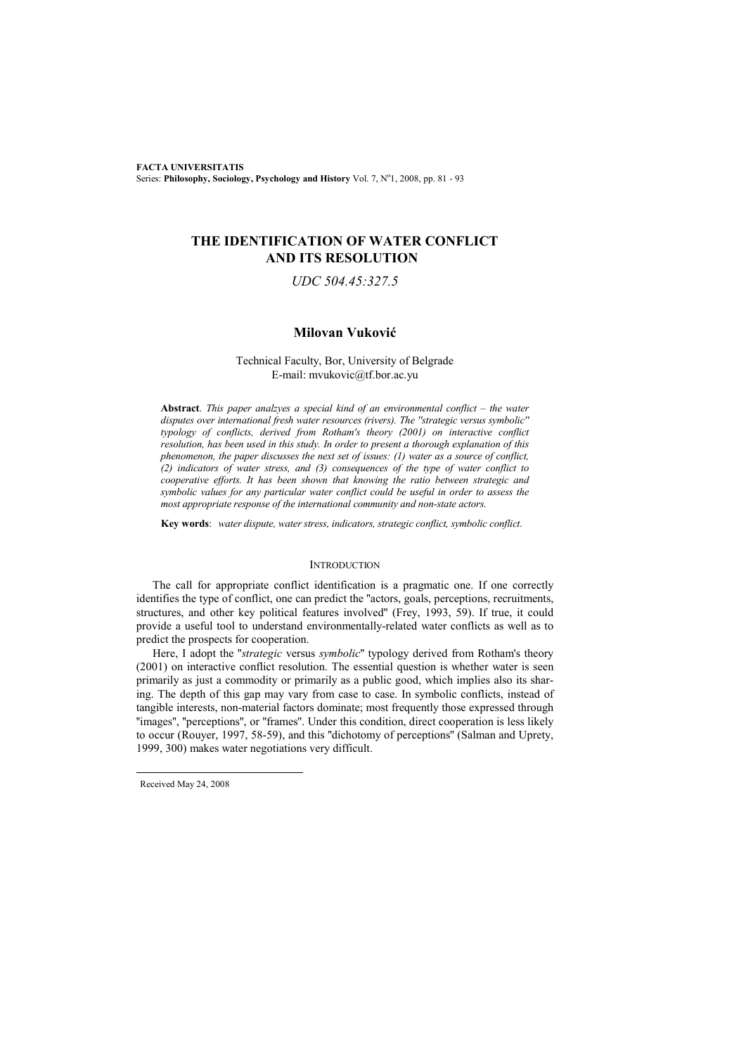# THE IDENTIFICATION OF WATER CONFLICT AND ITS RESOLUTION

*UDC 504.45:327.5*

## Milovan Vuković

Technical Faculty, Bor, University of Belgrade
E-mail: mvukovic@tf.bor.ac.yu

**Abstract**. *This paper analzyes a special kind of an environmental conflict – the water disputes over international fresh water resources (rivers). The "strategic versus symbolic" typology of conflicts, derived from Rotham's theory (2001) on interactive conflict resolution, has been used in this study. In order to present a thorough explanation of this phenomenon, the paper discusses the next set of issues: (1) water as a source of conflict, (2) indicators of water stress, and (3) consequences of the type of water conflict to cooperative efforts. It has been shown that knowing the ratio between strategic and symbolic values for any particular water conflict could be useful in order to assess the most appropriate response of the international community and non-state actors.*

**Key words**: *water dispute, water stress, indicators, strategic conflict, symbolic conflict.*

## INTRODUCTION

The call for appropriate conflict identification is a pragmatic one. If one correctly identifies the type of conflict, one can predict the "actors, goals, perceptions, recruitments, structures, and other key political features involved" (Frey, 1993, 59). If true, it could provide a useful tool to understand environmentally-related water conflicts as well as to predict the prospects for cooperation.

Here, I adopt the "*strategic* versus *symbolic*" typology derived from Rotham's theory (2001) on interactive conflict resolution. The essential question is whether water is seen primarily as just a commodity or primarily as a public good, which implies also its sharing. The depth of this gap may vary from case to case. In symbolic conflicts, instead of tangible interests, non-material factors dominate; most frequently those expressed through "images", "perceptions", or "frames". Under this condition, direct cooperation is less likely to occur (Rouyer, 1997, 58-59), and this "dichotomy of perceptions" (Salman and Uprety, 1999, 300) makes water negotiations very difficult.

Received May 24, 2008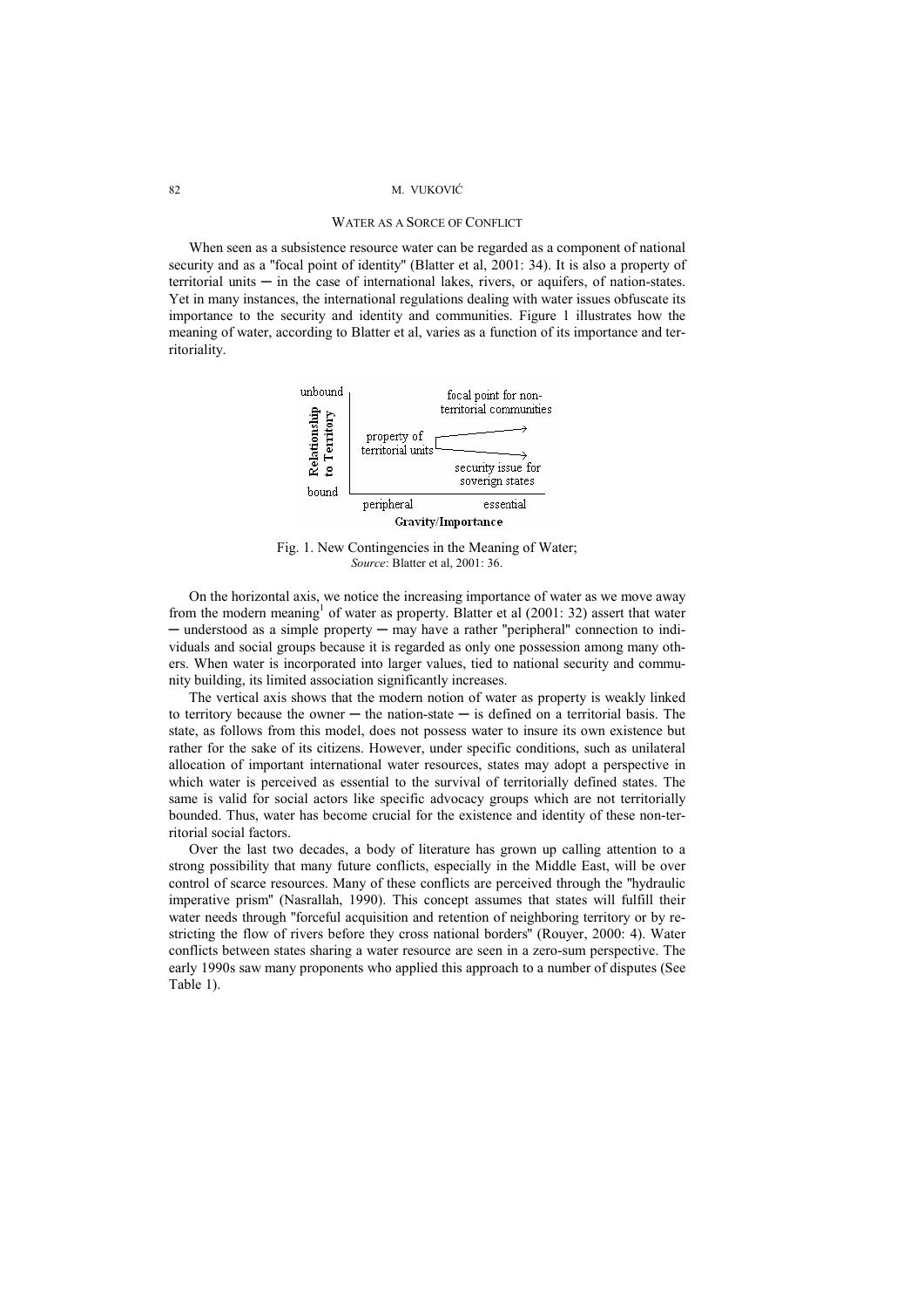## WATER AS A SORCE OF CONFLICT

When seen as a subsistence resource water can be regarded as a component of national security and as a "focal point of identity" (Blatter et al, 2001: 34). It is also a property of territorial units ─ in the case of international lakes, rivers, or aquifers, of nation-states. Yet in many instances, the international regulations dealing with water issues obfuscate its importance to the security and identity and communities. Figure 1 illustrates how the meaning of water, according to Blatter et al, varies as a function of its importance and territoriality.

Fig. 1. New Contingencies in the Meaning of Water;
*Source*: Blatter et al, 2001: 36.

On the horizontal axis, we notice the increasing importance of water as we move away from the modern meaning[1] of water as property. Blatter et al (2001: 32) assert that water ─ understood as a simple property ─ may have a rather "peripheral" connection to individuals and social groups because it is regarded as only one possession among many others. When water is incorporated into larger values, tied to national security and community building, its limited association significantly increases.

The vertical axis shows that the modern notion of water as property is weakly linked to territory becacuse the owner ─ the nation-state ─ is defined on a territorial basis. The state, as follows from this model, does not possess water to insure its own existence but rather for the sake of its citizens. However, under specific conditions, such as unilateral allocation of important international water resources, states may adopt a perspective in which water is perceived as essential to the survival of territorially defined states. The same is valid for social actors like specific advocacy groups which are not territorially bounded. Thus, water has become crucial for the existence and identity of these non-territorial social factors.

Over the last two decades, a body of literature has grown up calling attention to a strong possibility that many future conflicts, especially in the Middle East, will be over control of scarce resources. Many of these conflicts are perceived through the "hydraulic imperative prism" (Nasrallah, 1990). This concept assumes that states will fulfill their water needs through "forceful acquisition and retention of neighboring territory or by restricting the flow of rivers before they cross national borders" (Rouyer, 2000: 4). Water conflicts between states sharing a water resource are seen in a zero-sum perspective. The early 1990s saw many proponents who applied this approach to a number of disputes (See Table 1).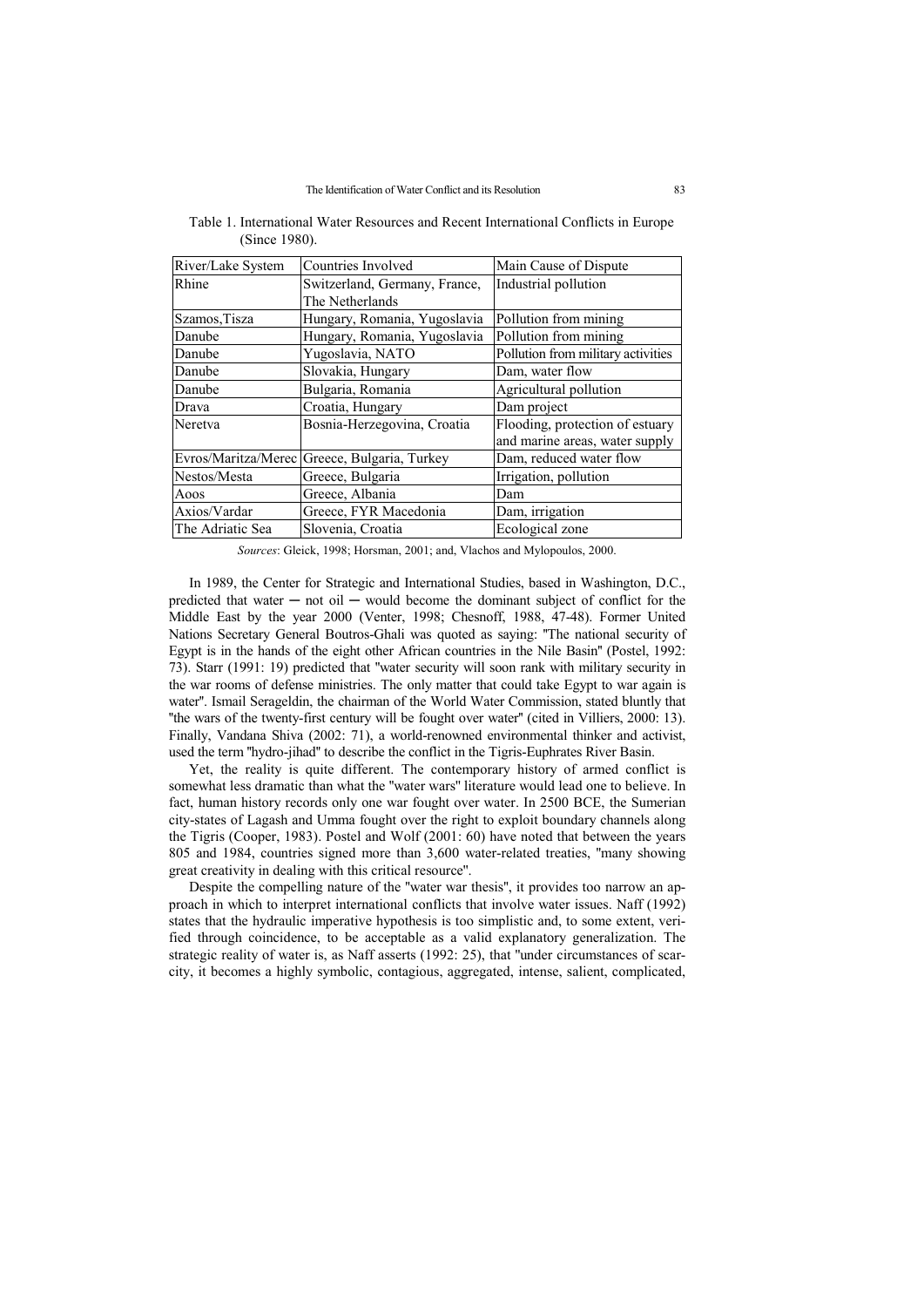Table 1. International Water Resources and Recent International Conflicts in Europe (Since 1980).

| River/Lake System | Countries Involved | Main Cause of Dispute |
|---|---|---|
| Rhine | Switzerland, Germany, France, The Netherlands | Industrial pollution |
| Szamos,Tisza | Hungary, Romania, Yugoslavia | Pollution from mining |
| Danube | Hungary, Romania, Yugoslavia | Pollution from mining |
| Danube | Yugoslavia, NATO | Pollution from military activities |
| Danube | Slovakia, Hungary | Dam, water flow |
| Danube | Bulgaria, Romania | Agricultural pollution |
| Drava | Croatia, Hungary | Dam project |
| Neretva | Bosnia-Herzegovina, Croatia | Flooding, protection of estuary and marine areas, water supply |
| Evros/Maritza/Merec | Greece, Bulgaria, Turkey | Dam, reduced water flow |
| Nestos/Mesta | Greece, Bulgaria | Irrigation, pollution |
| Aoos | Greece, Albania | Dam |
| Axios/Vardar | Greece, FYR Macedonia | Dam, irrigation |
| The Adriatic Sea | Slovenia, Croatia | Ecological zone |

*Sources*: Gleick, 1998; Horsman, 2001; and, Vlachos and Mylopoulos, 2000.

In 1989, the Center for Strategic and International Studies, based in Washington, D.C., predicted that water ─ not oil ─ would become the dominant subject of conflict for the Middle East by the year 2000 (Venter, 1998; Chesnoff, 1988, 47-48). Former United Nations Secretary General Boutros-Ghali was quoted as saying: "The national security of Egypt is in the hands of the eight other African countries in the Nile Basin" (Postel, 1992: 73). Starr (1991: 19) predicted that "water security will soon rank with military security in the war rooms of defense ministries. The only matter that could take Egypt to war again is water". Ismail Serageldin, the chairman of the World Water Commission, stated bluntly that "the wars of the twenty-first century will be fought over water" (cited in Villiers, 2000: 13). Finally, Vandana Shiva (2002: 71), a world-renowned environmental thinker and activist, used the term "hydro-jihad" to describe the conflict in the Tigris-Euphrates River Basin.

Yet, the reality is quite different. The contemporary history of armed conflict is somewhat less dramatic than what the "water wars" literature would lead one to believe. In fact, human history records only one war fought over water. In 2500 BCE, the Sumerian city-states of Lagash and Umma fought over the right to exploit boundary channels along the Tigris (Cooper, 1983). Postel and Wolf (2001: 60) have noted that between the years 805 and 1984, countries signed more than 3,600 water-related treaties, "many showing great creativity in dealing with this critical resource".

Despite the compelling nature of the "water war thesis", it provides too narrow an approach in which to interpret international conflicts that involve water issues. Naff (1992) states that the hydraulic imperative hypothesis is too simplistic and, to some extent, verified through coincidence, to be acceptable as a valid explanatory generalization. The strategic reality of water is, as Naff asserts (1992: 25), that "under circumstances of scarcity, it becomes a highly symbolic, contagious, aggregated, intense, salient, complicated,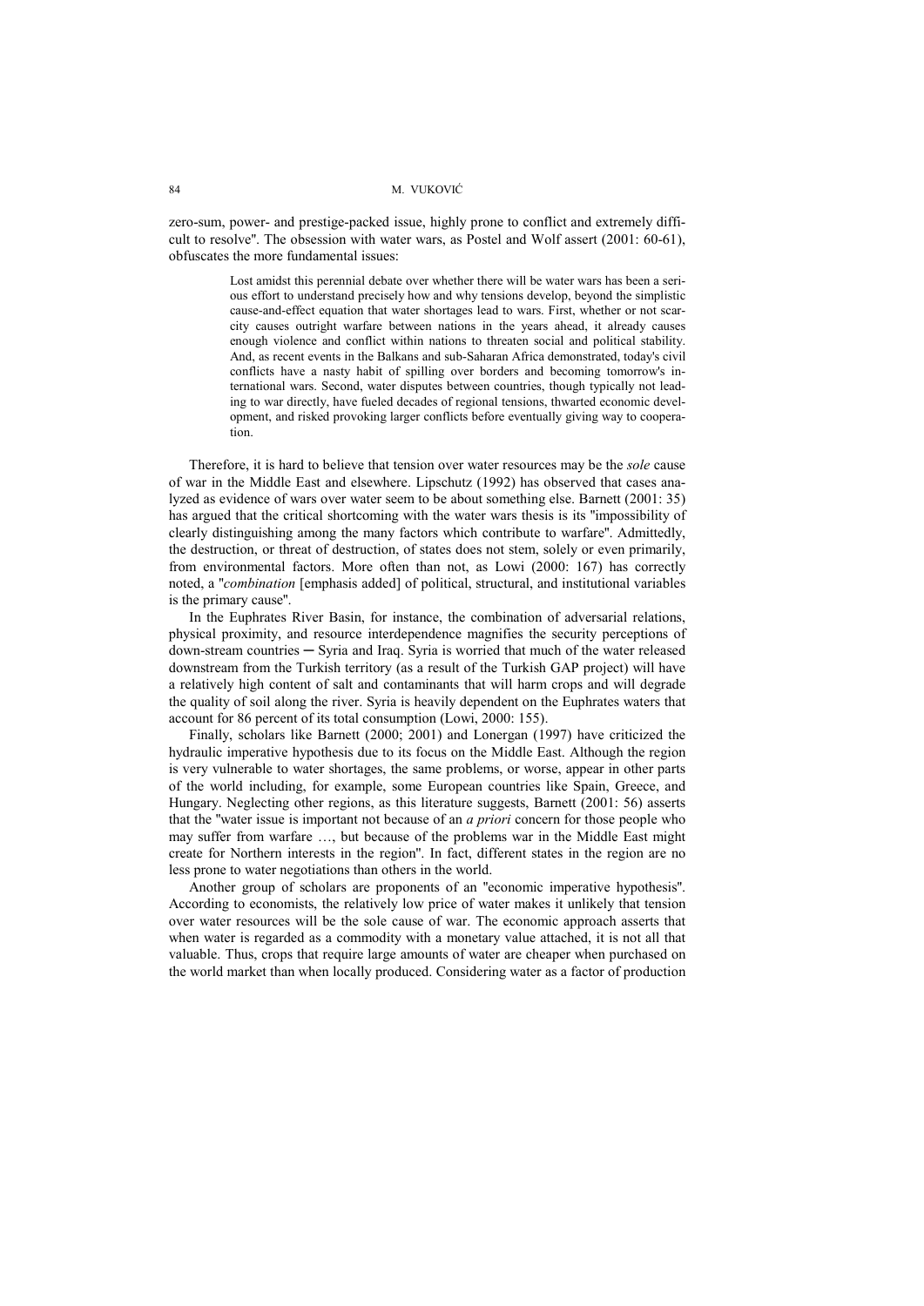zero-sum, power- and prestige-packed issue, highly prone to conflict and extremely difficult to resolve". The obsession with water wars, as Postel and Wolf assert (2001: 60-61), obfuscates the more fundamental issues:

> Lost amidst this perennial debate over whether there will be water wars has been a serious effort to understand precisely how and why tensions develop, beyond the simplistic cause-and-effect equation that water shortages lead to wars. First, whether or not scarcity causes outright warfare between nations in the years ahead, it already causes enough violence and conflict within nations to threaten social and political stability. And, as recent events in the Balkans and sub-Saharan Africa demonstrated, today's civil conflicts have a nasty habit of spilling over borders and becoming tomorrow's international wars. Second, water disputes between countries, though typically not leading to war directly, have fueled decades of regional tensions, thwarted economic development, and risked provoking larger conflicts before eventually giving way to cooperation.

Therefore, it is hard to believe that tension over water resources may be the *sole* cause of war in the Middle East and elsewhere. Lipschutz (1992) has observed that cases analyzed as evidence of wars over water seem to be about something else. Barnett (2001: 35) has argued that the critical shortcoming with the water wars thesis is its "impossibility of clearly distinguishing among the many factors which contribute to warfare". Admittedly, the destruction, or threat of destruction, of states does not stem, solely or even primarily, from environmental factors. More often than not, as Lowi (2000: 167) has correctly noted, a "*combination* [emphasis added] of political, structural, and institutional variables is the primary cause".

In the Euphrates River Basin, for instance, the combination of adversarial relations, physical proximity, and resource interdependence magnifies the security perceptions of down-stream countries ─ Syria and Iraq. Syria is worried that much of the water released downstream from the Turkish territory (as a result of the Turkish GAP project) will have a relatively high content of salt and contaminants that will harm crops and will degrade the quality of soil along the river. Syria is heavily dependent on the Euphrates waters that account for 86 percent of its total consumption (Lowi, 2000: 155).

Finally, scholars like Barnett (2000; 2001) and Lonergan (1997) have criticized the hydraulic imperative hypothesis due to its focus on the Middle East. Although the region is very vulnerable to water shortages, the same problems, or worse, appear in other parts of the world including, for example, some European countries like Spain, Greece, and Hungary. Neglecting other regions, as this literature suggests, Barnett (2001: 56) asserts that the "water issue is important not because of an *a priori* concern for those people who may suffer from warfare …, but because of the problems war in the Middle East might create for Northern interests in the region". In fact, different states in the region are no less prone to water negotiations than others in the world.

Another group of scholars are proponents of an "economic imperative hypothesis". According to economists, the relatively low price of water makes it unlikely that tension over water resources will be the sole cause of war. The economic approach asserts that when water is regarded as a commodity with a monetary value attached, it is not all that valuable. Thus, crops that require large amounts of water are cheaper when purchased on the world market than when locally produced. Considering water as a factor of production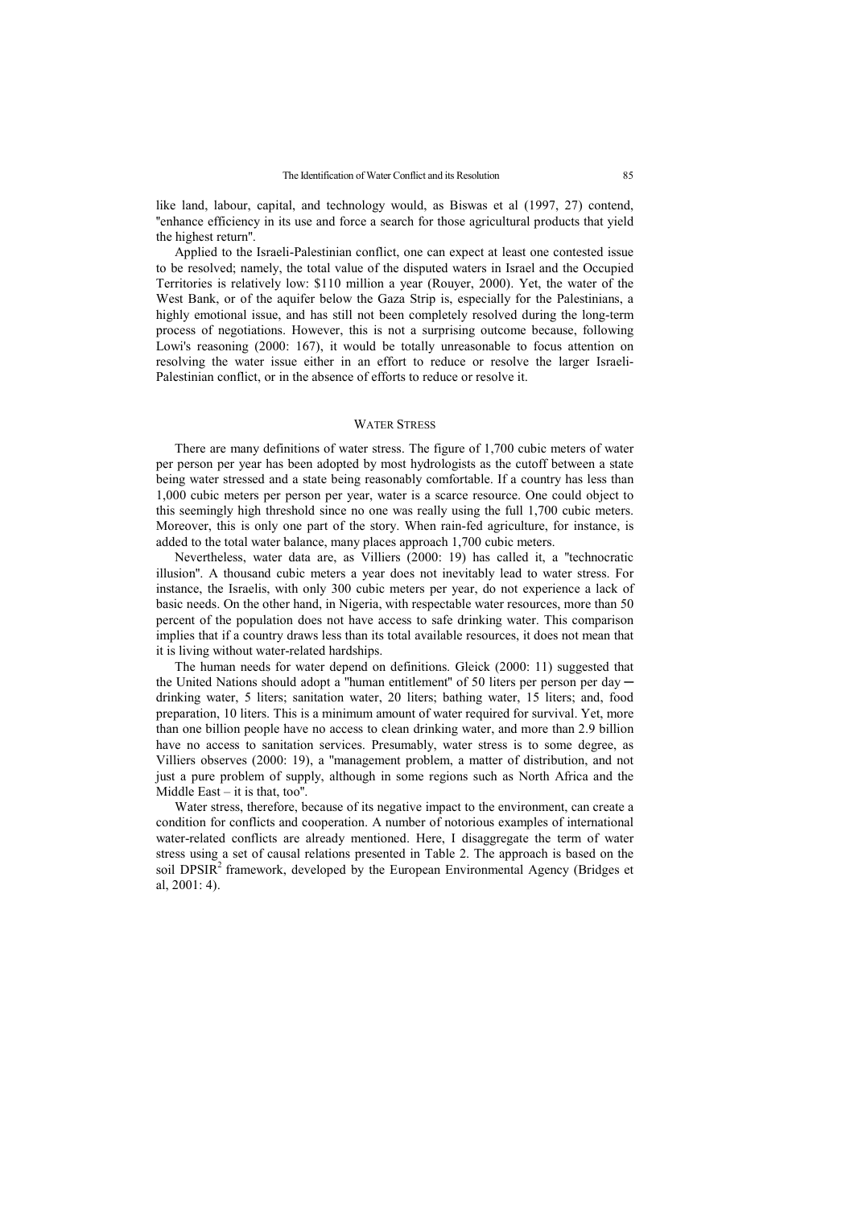like land, labour, capital, and technology would, as Biswas et al (1997, 27) contend, "enhance efficiency in its use and force a search for those agricultural products that yield the highest return".

Applied to the Israeli-Palestinian conflict, one can expect at least one contested issue to be resolved; namely, the total value of the disputed waters in Israel and the Occupied Territories is relatively low: $110 million a year (Rouyer, 2000). Yet, the water of the West Bank, or of the aquifer below the Gaza Strip is, especially for the Palestinians, a highly emotional issue, and has still not been completely resolved during the long-term process of negotiations. However, this is not a surprising outcome because, following Lowi's reasoning (2000: 167), it would be totally unreasonable to focus attention on resolving the water issue either in an effort to reduce or resolve the larger Israeli-Palestinian conflict, or in the absence of efforts to reduce or resolve it.

## WATER STRESS

There are many definitions of water stress. The figure of 1,700 cubic meters of water per person per year has been adopted by most hydrologists as the cutoff between a state being water stressed and a state being reasonably comfortable. If a country has less than 1,000 cubic meters per person per year, water is a scarce resource. One could object to this seemingly high threshold since no one was really using the full 1,700 cubic meters. Moreover, this is only one part of the story. When rain-fed agriculture, for instance, is added to the total water balance, many places approach 1,700 cubic meters.

Nevertheless, water data are, as Villiers (2000: 19) has called it, a "technocratic illusion". A thousand cubic meters a year does not inevitably lead to water stress. For instance, the Israelis, with only 300 cubic meters per year, do not experience a lack of basic needs. On the other hand, in Nigeria, with respectable water resources, more than 50 percent of the population does not have access to safe drinking water. This comparison implies that if a country draws less than its total available resources, it does not mean that it is living without water-related hardships.

The human needs for water depend on definitions. Gleick (2000: 11) suggested that the United Nations should adopt a "human entitlement" of 50 liters per person per day ─ drinking water, 5 liters; sanitation water, 20 liters; bathing water, 15 liters; and, food preparation, 10 liters. This is a minimum amount of water required for survival. Yet, more than one billion people have no access to clean drinking water, and more than 2.9 billion have no access to sanitation services. Presumably, water stress is to some degree, as Villiers observes (2000: 19), a "management problem, a matter of distribution, and not just a pure problem of supply, although in some regions such as North Africa and the Middle East – it is that, too".

Water stress, therefore, because of its negative impact to the environment, can create a condition for conflicts and cooperation. A number of notorious examples of international water-related conflicts are already mentioned. Here, I disaggregate the term of water stress using a set of causal relations presented in Table 2. The approach is based on the soil DPSIR[2] framework, developed by the European Environmental Agency (Bridges et al, 2001: 4).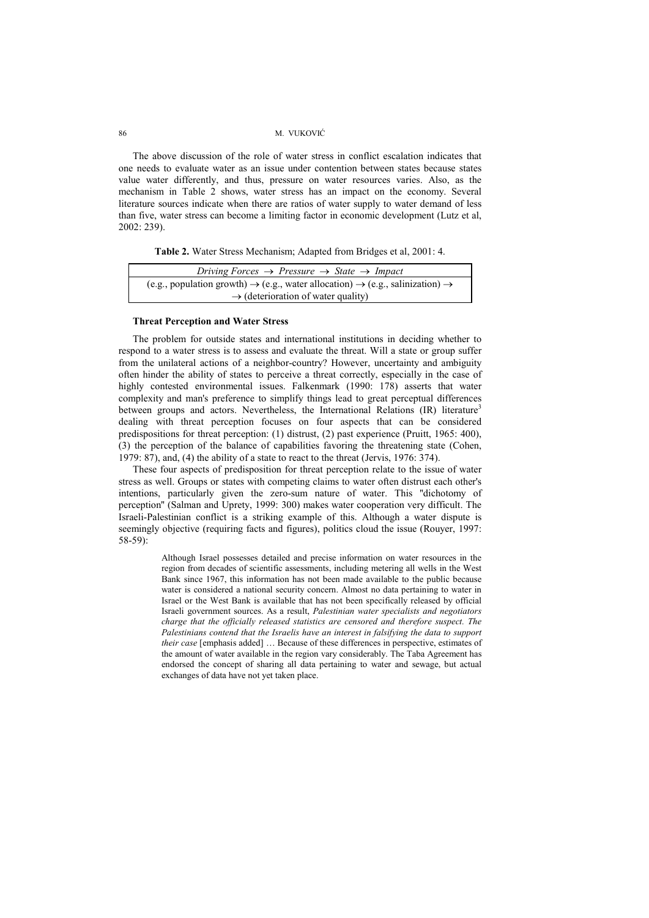The above discussion of the role of water stress in conflict escalation indicates that one needs to evaluate water as an issue under contention between states because states value water differently, and thus, pressure on water resources varies. Also, as the mechanism in Table 2 shows, water stress has an impact on the economy. Several literature sources indicate when there are ratios of water supply to water demand of less than five, water stress can become a limiting factor in economic development (Lutz et al, 2002: 239).

**Table 2.** Water Stress Mechanism; Adapted from Bridges et al, 2001: 4.

| *Driving Forces* → *Pressure* → *State* → *Impact* |
|---|
| (e.g., population growth) → (e.g., water allocation) → (e.g., salinization) → → (deterioration of water quality) |

### Threat Perception and Water Stress

The problem for outside states and international institutions in deciding whether to respond to a water stress is to assess and evaluate the threat. Will a state or group suffer from the unilateral actions of a neighbor-country? However, uncertainty and ambiguity often hinder the ability of states to perceive a threat correctly, especially in the case of highly contested environmental issues. Falkenmark (1990: 178) asserts that water complexity and man's preference to simplify things lead to great perceptual differences between groups and actors. Nevertheless, the International Relations (IR) literature[3] dealing with threat perception focuses on four aspects that can be considered predispositions for threat perception: (1) distrust, (2) past experience (Pruitt, 1965: 400), (3) the perception of the balance of capabilities favoring the threatening state (Cohen, 1979: 87), and, (4) the ability of a state to react to the threat (Jervis, 1976: 374).

These four aspects of predisposition for threat perception relate to the issue of water stress as well. Groups or states with competing claims to water often distrust each other's intentions, particularly given the zero-sum nature of water. This "dichotomy of perception" (Salman and Uprety, 1999: 300) makes water cooperation very difficult. The Israeli-Palestinian conflict is a striking example of this. Although a water dispute is seemingly objective (requiring facts and figures), politics cloud the issue (Rouyer, 1997: 58-59):

> Although Israel possesses detailed and precise information on water resources in the region from decades of scientific assessments, including metering all wells in the West Bank since 1967, this information has not been made available to the public because water is considered a national security concern. Almost no data pertaining to water in Israel or the West Bank is available that has not been specifically released by official Israeli government sources. As a result, *Palestinian water specialists and negotiators charge that the officially released statistics are censored and therefore suspect. The Palestinians contend that the Israelis have an interest in falsifying the data to support their case* [emphasis added] … Because of these differences in perspective, estimates of the amount of water available in the region vary considerably. The Taba Agreement has endorsed the concept of sharing all data pertaining to water and sewage, but actual exchanges of data have not yet taken place.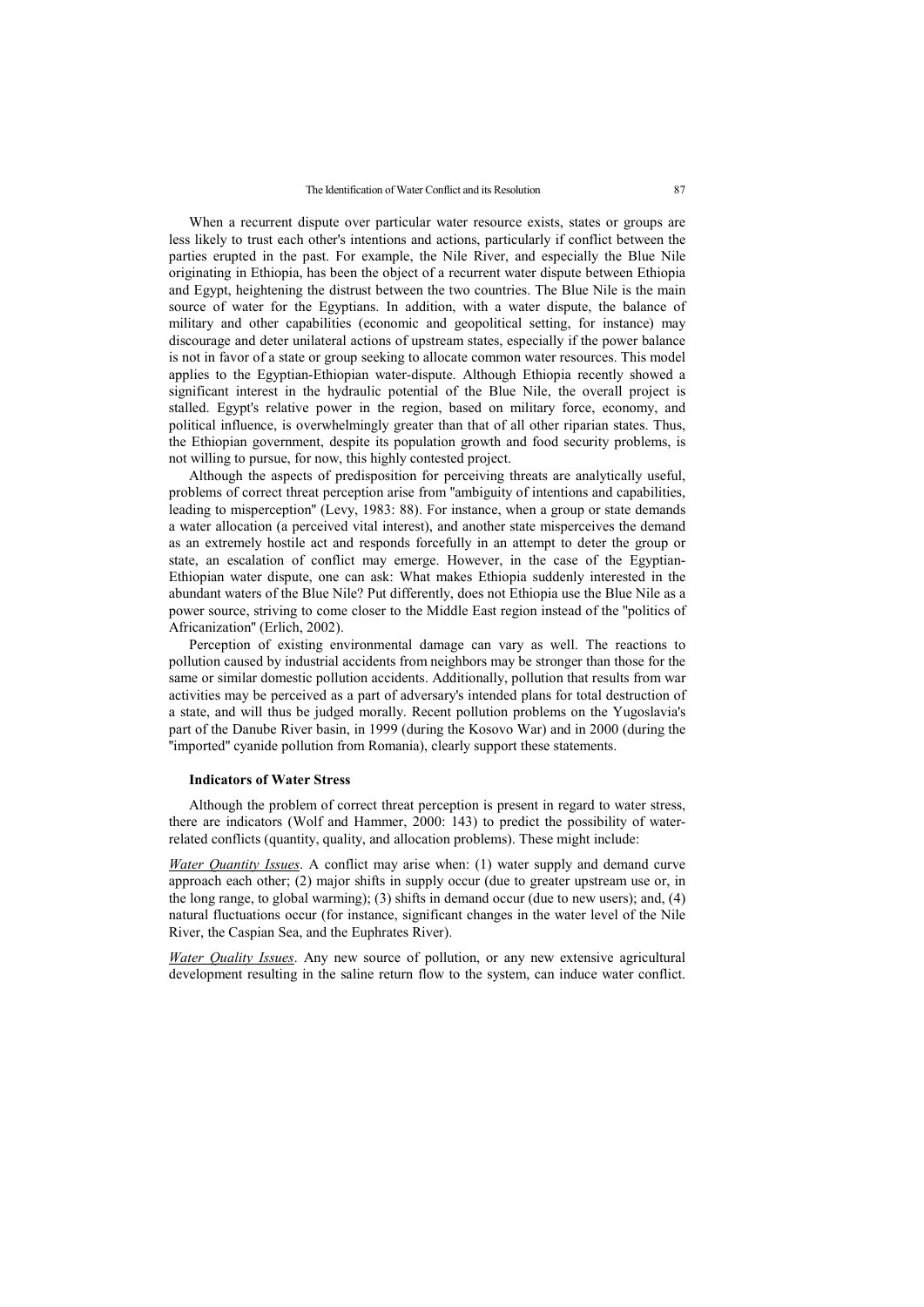When a recurrent dispute over particular water resource exists, states or groups are less likely to trust each other's intentions and actions, particularly if conflict between the parties erupted in the past. For example, the Nile River, and especially the Blue Nile originating in Ethiopia, has been the object of a recurrent water dispute between Ethiopia and Egypt, heightening the distrust between the two countries. The Blue Nile is the main source of water for the Egyptians. In addition, with a water dispute, the balance of military and other capabilities (economic and geopolitical setting, for instance) may discourage and deter unilateral actions of upstream states, especially if the power balance is not in favor of a state or group seeking to allocate common water resources. This model applies to the Egyptian-Ethiopian water-dispute. Although Ethiopia recently showed a significant interest in the hydraulic potential of the Blue Nile, the overall project is stalled. Egypt's relative power in the region, based on military force, economy, and political influence, is overwhelmingly greater than that of all other riparian states. Thus, the Ethiopian government, despite its population growth and food security problems, is not willing to pursue, for now, this highly contested project.

Although the aspects of predisposition for perceiving threats are analytically useful, problems of correct threat perception arise from "ambiguity of intentions and capabilities, leading to misperception" (Levy, 1983: 88). For instance, when a group or state demands a water allocation (a perceived vital interest), and another state misperceives the demand as an extremely hostile act and responds forcefully in an attempt to deter the group or state, an escalation of conflict may emerge. However, in the case of the Egyptian-Ethiopian water dispute, one can ask: What makes Ethiopia suddenly interested in the abundant waters of the Blue Nile? Put differently, does not Ethiopia use the Blue Nile as a power source, striving to come closer to the Middle East region instead of the "politics of Africanization" (Erlich, 2002).

Perception of existing environmental damage can vary as well. The reactions to pollution caused by industrial accidents from neighbors may be stronger than those for the same or similar domestic pollution accidents. Additionally, pollution that results from war activities may be perceived as a part of adversary's intended plans for total destruction of a state, and will thus be judged morally. Recent pollution problems on the Yugoslavia's part of the Danube River basin, in 1999 (during the Kosovo War) and in 2000 (during the "imported" cyanide pollution from Romania), clearly support these statements.

### Indicators of Water Stress

Although the problem of correct threat perception is present in regard to water stress, there are indicators (Wolf and Hammer, 2000: 143) to predict the possibility of water-related conflicts (quantity, quality, and allocation problems). These might include:

***Water Quantity Issues***. A conflict may arise when: (1) water supply and demand curve approach each other; (2) major shifts in supply occur (due to greater upstream use or, in the long range, to global warming); (3) shifts in demand occur (due to new users); and, (4) natural fluctuations occur (for instance, significant changes in the water level of the Nile River, the Caspian Sea, and the Euphrates River).

***Water Quality Issues***. Any new source of pollution, or any new extensive agricultural development resulting in the saline return flow to the system, can induce water conflict.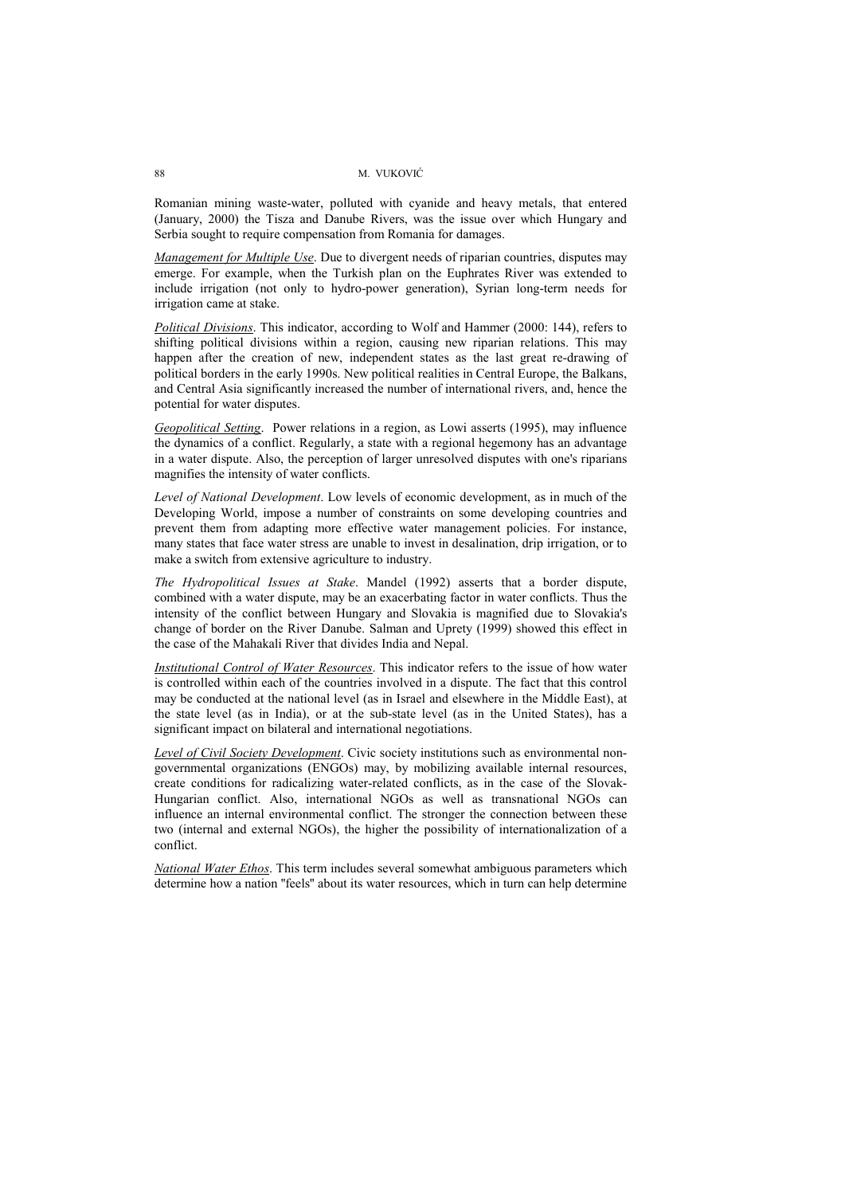Romanian mining waste-water, polluted with cyanide and heavy metals, that entered (January, 2000) the Tisza and Danube Rivers, was the issue over which Hungary and Serbia sought to require compensation from Romania for damages.

*Management for Multiple Use*. Due to divergent needs of riparian countries, disputes may emerge. For example, when the Turkish plan on the Euphrates River was extended to include irrigation (not only to hydro-power generation), Syrian long-term needs for irrigation came at stake.

*Political Divisions*. This indicator, according to Wolf and Hammer (2000: 144), refers to shifting political divisions within a region, causing new riparian relations. This may happen after the creation of new, independent states as the last great re-drawing of political borders in the early 1990s. New political realities in Central Europe, the Balkans, and Central Asia significantly increased the number of international rivers, and, hence the potential for water disputes.

*Geopolitical Setting*. Power relations in a region, as Lowi asserts (1995), may influence the dynamics of a conflict. Regularly, a state with a regional hegemony has an advantage in a water dispute. Also, the perception of larger unresolved disputes with one's riparians magnifies the intensity of water conflicts.

*Level of National Development*. Low levels of economic development, as in much of the Developing World, impose a number of constraints on some developing countries and prevent them from adapting more effective water management policies. For instance, many states that face water stress are unable to invest in desalination, drip irrigation, or to make a switch from extensive agriculture to industry.

*The Hydropolitical Issues at Stake*. Mandel (1992) asserts that a border dispute, combined with a water dispute, may be an exacerbating factor in water conflicts. Thus the intensity of the conflict between Hungary and Slovakia is magnified due to Slovakia's change of border on the River Danube. Salman and Uprety (1999) showed this effect in the case of the Mahakali River that divides India and Nepal.

*Institutional Control of Water Resources*. This indicator refers to the issue of how water is controlled within each of the countries involved in a dispute. The fact that this control may be conducted at the national level (as in Israel and elsewhere in the Middle East), at the state level (as in India), or at the sub-state level (as in the United States), has a significant impact on bilateral and international negotiations.

*Level of Civil Society Development*. Civic society institutions such as environmental non-governmental organizations (ENGOs) may, by mobilizing available internal resources, create conditions for radicalizing water-related conflicts, as in the case of the Slovak-Hungarian conflict. Also, international NGOs as well as transnational NGOs can influence an internal environmental conflict. The stronger the connection between these two (internal and external NGOs), the higher the possibility of internationalization of a conflict.

*National Water Ethos*. This term includes several somewhat ambiguous parameters which determine how a nation "feels" about its water resources, which in turn can help determine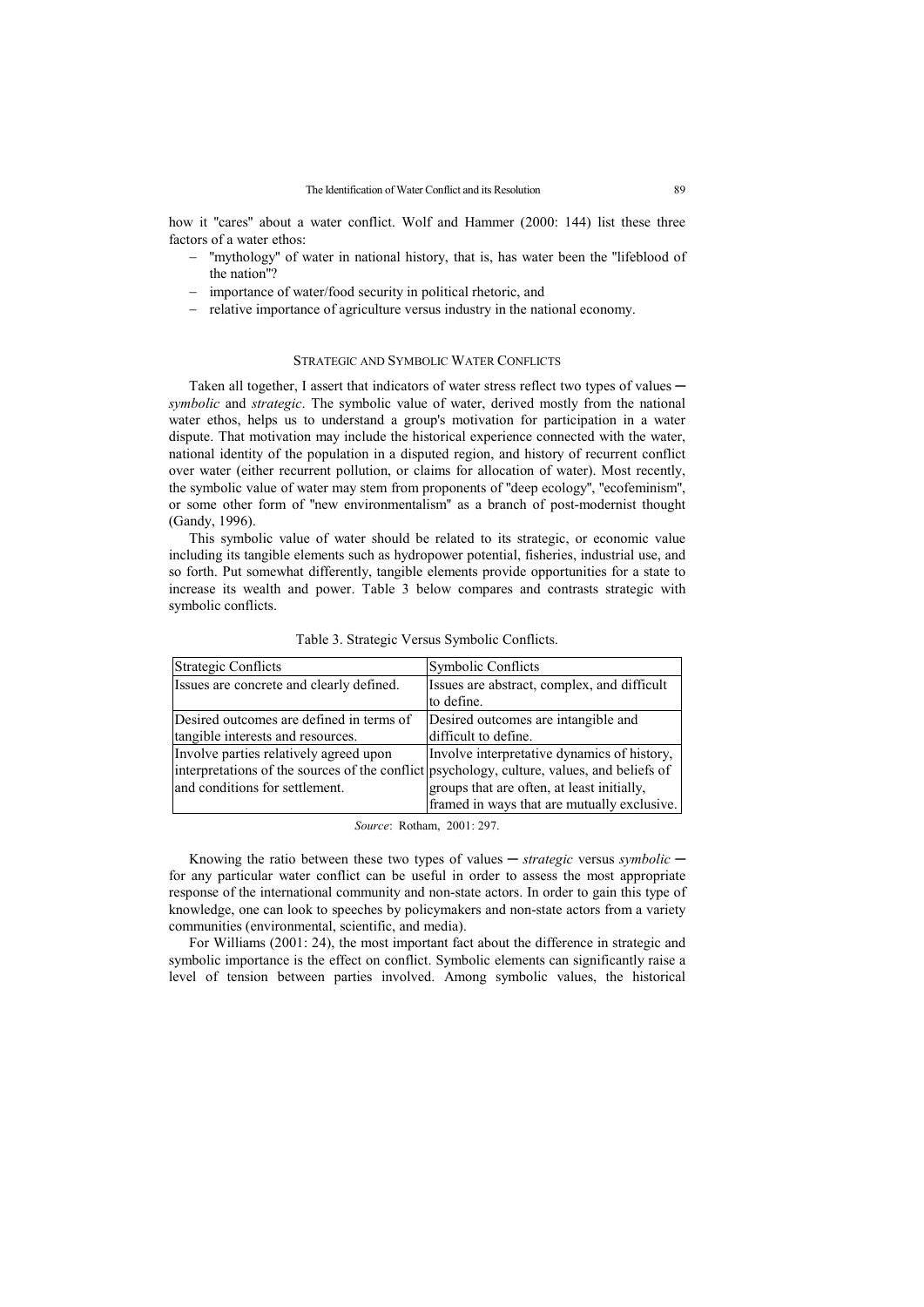how it "cares" about a water conflict. Wolf and Hammer (2000: 144) list these three factors of a water ethos:

- "mythology" of water in national history, that is, has water been the "lifeblood of the nation"?
- importance of water/food security in political rhetoric, and
- relative importance of agriculture versus industry in the national economy.

## STRATEGIC AND SYMBOLIC WATER CONFLICTS

Taken all together, I assert that indicators of water stress reflect two types of values ─ *symbolic* and *strategic*. The symbolic value of water, derived mostly from the national water ethos, helps us to understand a group's motivation for participation in a water dispute. That motivation may include the historical experience connected with the water, national identity of the population in a disputed region, and history of recurrent conflict over water (either recurrent pollution, or claims for allocation of water). Most recently, the symbolic value of water may stem from proponents of "deep ecology", "ecofeminism", or some other form of "new environmentalism" as a branch of post-modernist thought (Gandy, 1996).

This symbolic value of water should be related to its strategic, or economic value including its tangible elements such as hydropower potential, fisheries, industrial use, and so forth. Put somewhat differently, tangible elements provide opportunities for a state to increase its wealth and power. Table 3 below compares and contrasts strategic with symbolic conflicts.

Table 3. Strategic Versus Symbolic Conflicts.

| Strategic Conflicts | Symbolic Conflicts |
|---|---|
| Issues are concrete and clearly defined. | Issues are abstract, complex, and difficult to define. |
| Desired outcomes are defined in terms of tangible interests and resources. | Desired outcomes are intangible and difficult to define. |
| Involve parties relatively agreed upon interpretations of the sources of the conflict and conditions for settlement. | Involve interpretative dynamics of history, psychology, culture, values, and beliefs of groups that are often, at least initially, framed in ways that are mutually exclusive. |

*Source*: Rotham, 2001: 297.

Knowing the ratio between these two types of values ─ *strategic* versus *symbolic* ─ for any particular water conflict can be useful in order to assess the most appropriate response of the international community and non-state actors. In order to gain this type of knowledge, one can look to speeches by policymakers and non-state actors from a variety communities (environmental, scientific, and media).

For Williams (2001: 24), the most important fact about the difference in strategic and symbolic importance is the effect on conflict. Symbolic elements can significantly raise a level of tension between parties involved. Among symbolic values, the historical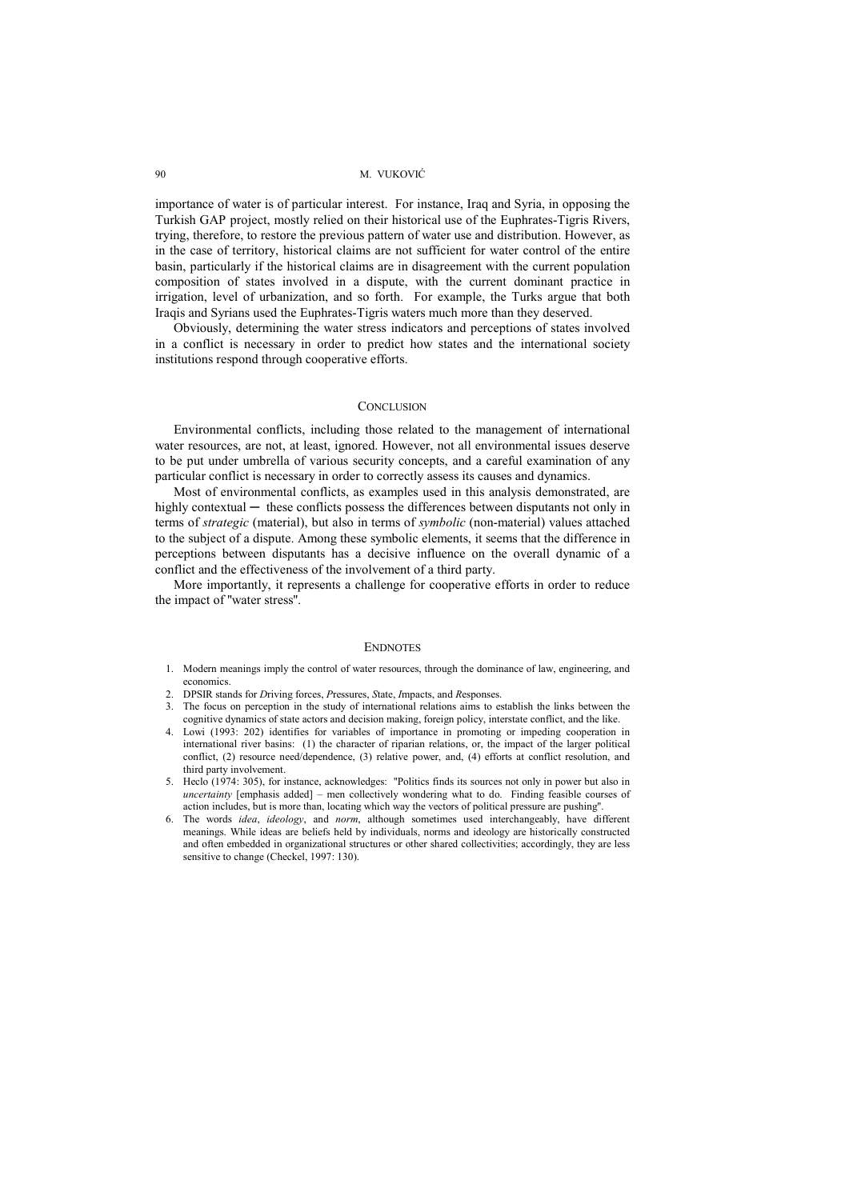importance of water is of particular interest. For instance, Iraq and Syria, in opposing the Turkish GAP project, mostly relied on their historical use of the Euphrates-Tigris Rivers, trying, therefore, to restore the previous pattern of water use and distribution. However, as in the case of territory, historical claims are not sufficient for water control of the entire basin, particularly if the historical claims are in disagreement with the current population composition of states involved in a dispute, with the current dominant practice in irrigation, level of urbanization, and so forth. For example, the Turks argue that both Iraqis and Syrians used the Euphrates-Tigris waters much more than they deserved.

Obviously, determining the water stress indicators and perceptions of states involved in a conflict is necessary in order to predict how states and the international society institutions respond through cooperative efforts.

## CONCLUSION

Environmental conflicts, including those related to the management of international water resources, are not, at least, ignored. However, not all environmental issues deserve to be put under umbrella of various security concepts, and a careful examination of any particular conflict is necessary in order to correctly assess its causes and dynamics.

Most of environmental conflicts, as examples used in this analysis demonstrated, are highly contextual ─ these conflicts possess the differences between disputants not only in terms of *strategic* (material), but also in terms of *symbolic* (non-material) values attached to the subject of a dispute. Among these symbolic elements, it seems that the difference in perceptions between disputants has a decisive influence on the overall dynamic of a conflict and the effectiveness of the involvement of a third party.

More importantly, it represents a challenge for cooperative efforts in order to reduce the impact of "water stress".

## ENDNOTES

1. Modern meanings imply the control of water resources, through the dominance of law, engineering, and economics.
2. DPSIR stands for *D*riving forces, *P*ressures, *S*tate, *I*mpacts, and *R*esponses.
3. The focus on perception in the study of international relations aims to establish the links between the cognitive dynamics of state actors and decision making, foreign policy, interstate conflict, and the like.
4. Lowi (1993: 202) identifies for variables of importance in promoting or impeding cooperation in international river basins: (1) the character of riparian relations, or, the impact of the larger political conflict, (2) resource need/dependence, (3) relative power, and, (4) efforts at conflict resolution, and third party involvement.
5. Heclo (1974: 305), for instance, acknowledges: "Politics finds its sources not only in power but also in *uncertainty* [emphasis added] – men collectively wondering what to do. Finding feasible courses of action includes, but is more than, locating which way the vectors of political pressure are pushing".
6. The words *idea*, *ideology*, and *norm*, although sometimes used interchangeably, have different meanings. While ideas are beliefs held by individuals, norms and ideology are historically constructed and often embedded in organizational structures or other shared collectivities; accordingly, they are less sensitive to change (Checkel, 1997: 130).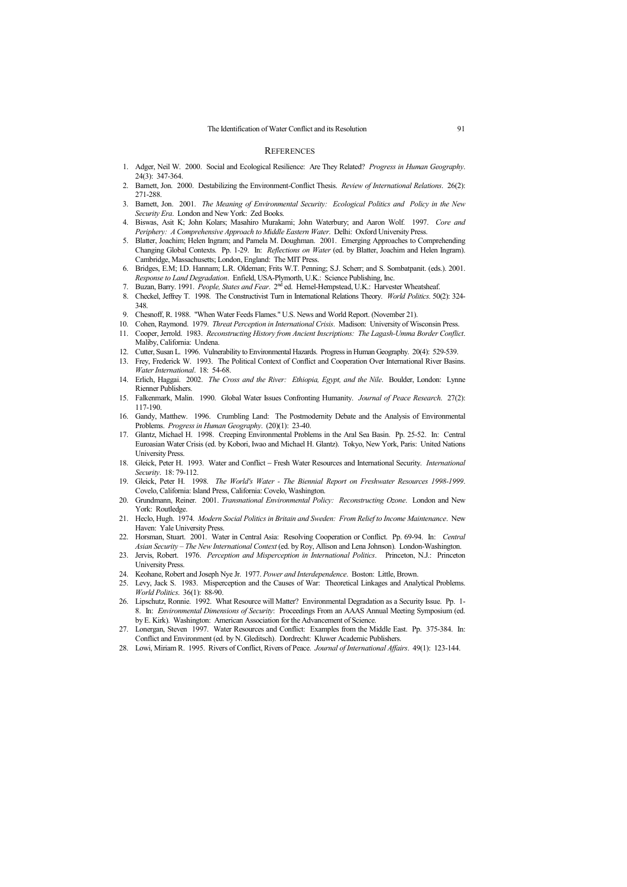## REFERENCES

1. Adger, Neil W. 2000. Social and Ecological Resilience: Are They Related? *Progress in Human Geography*. 24(3): 347-364.
2. Barnett, Jon. 2000. Destabilizing the Environment-Conflict Thesis. *Review of International Relations*. 26(2): 271-288.
3. Barnett, Jon. 2001. *The Meaning of Environmental Security: Ecological Politics and Policy in the New Security Era*. London and New York: Zed Books.
4. Biswas, Asit K; John Kolars; Masahiro Murakami; John Waterbury; and Aaron Wolf. 1997. *Core and Periphery: A Comprehensive Approach to Middle Eastern Water*. Delhi: Oxford University Press.
5. Blatter, Joachim; Helen Ingram; and Pamela M. Doughman. 2001. Emerging Approaches to Comprehending Changing Global Contexts. Pp. 1-29. In: *Reflections on Water* (ed. by Blatter, Joachim and Helen Ingram). Cambridge, Massachusetts; London, England: The MIT Press.
6. Bridges, E.M; I.D. Hannam; L.R. Oldeman; Frits W.T. Penning; S.J. Scherr; and S. Sombatpanit. (eds.). 2001. *Response to Land Degradation*. Enfield, USA-Plymorth, U.K.: Science Publishing, Inc.
7. Buzan, Barry. 1991. *People, States and Fear*. 2nd ed. Hemel-Hempstead, U.K.: Harvester Wheatsheaf.
8. Checkel, Jeffrey T. 1998. The Constructivist Turn in International Relations Theory. *World Politics*. 50(2): 324-348.
9. Chesnoff, R. 1988. "When Water Feeds Flames." U.S. News and World Report. (November 21).
10. Cohen, Raymond. 1979. *Threat Perception in International Crisis*. Madison: University of Wisconsin Press.
11. Cooper, Jerrold. 1983. *Reconstructing History from Ancient Inscriptions: The Lagash-Umma Border Conflict*. Maliby, California: Undena.
12. Cutter, Susan L. 1996. Vulnerability to Environmental Hazards. Progress in Human Geography. 20(4): 529-539.
13. Frey, Frederick W. 1993. The Political Context of Conflict and Cooperation Over International River Basins. *Water International*. 18: 54-68.
14. Erlich, Haggai. 2002. *The Cross and the River: Ethiopia, Egypt, and the Nile*. Boulder, London: Lynne Rienner Publishers.
15. Falkenmark, Malin. 1990. Global Water Issues Confronting Humanity. *Journal of Peace Research*. 27(2): 117-190.
16. Gandy, Matthew. 1996. Crumbling Land: The Postmodernity Debate and the Analysis of Environmental Problems. *Progress in Human Geography*. (20)(1): 23-40.
17. Glantz, Michael H. 1998. Creeping Environmental Problems in the Aral Sea Basin. Pp. 25-52. In: Central Euroasian Water Crisis (ed. by Kobori, Iwao and Michael H. Glantz). Tokyo, New York, Paris: United Nations University Press.
18. Gleick, Peter H. 1993. Water and Conflict – Fresh Water Resources and International Security. *International Security*. 18: 79-112.
19. Gleick, Peter H. 1998. *The World's Water - The Biennial Report on Freshwater Resources 1998-1999*. Covelo, California: Island Press, California: Covelo, Washington.
20. Grundmann, Reiner. 2001. *Transnational Environmental Policy: Reconstructing Ozone*. London and New York: Routledge.
21. Heclo, Hugh. 1974. *Modern Social Politics in Britain and Sweden: From Relief to Income Maintenance*. New Haven: Yale University Press.
22. Horsman, Stuart. 2001. Water in Central Asia: Resolving Cooperation or Conflict. Pp. 69-94. In: *Central Asian Security – The New International Context* (ed. by Roy, Allison and Lena Johnson). London-Washington.
23. Jervis, Robert. 1976. *Perception and Misperception in International Politics*. Princeton, N.J.: Princeton University Press.
24. Keohane, Robert and Joseph Nye Jr. 1977. *Power and Interdependence*. Boston: Little, Brown.
25. Levy, Jack S. 1983. Misperception and the Causes of War: Theoretical Linkages and Analytical Problems. *World Politics*. 36(1): 88-90.
26. Lipschutz, Ronnie. 1992. What Resource will Matter? Environmental Degradation as a Security Issue. Pp. 1-8. In: *Environmental Dimensions of Security*: Proceedings From an AAAS Annual Meeting Symposium (ed. by E. Kirk). Washington: American Association for the Advancement of Science.
27. Lonergan, Steven 1997. Water Resources and Conflict: Examples from the Middle East. Pp. 375-384. In: Conflict and Environment (ed. by N. Gleditsch). Dordrecht: Kluwer Academic Publishers.
28. Lowi, Miriam R. 1995. Rivers of Conflict, Rivers of Peace. *Journal of International Affairs*. 49(1): 123-144.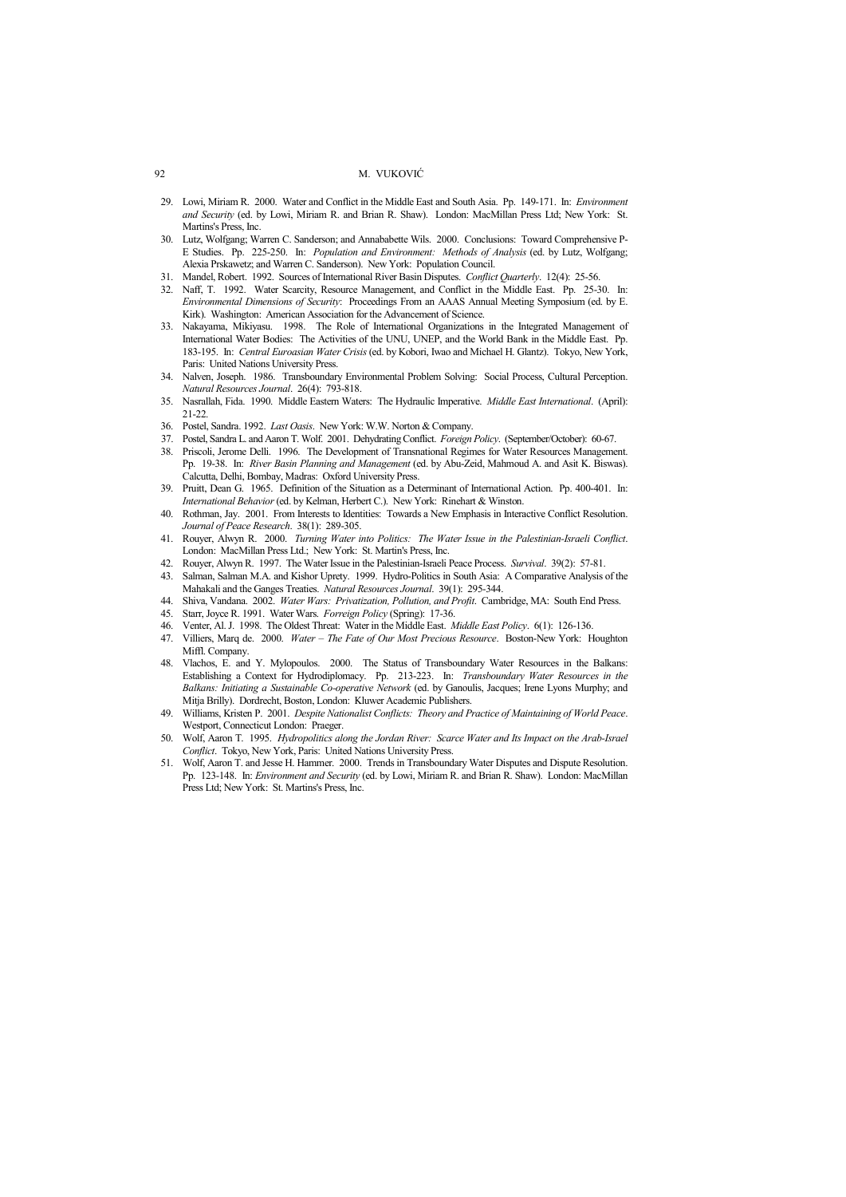29. Lowi, Miriam R. 2000. Water and Conflict in the Middle East and South Asia. Pp. 149-171. In: *Environment and Security* (ed. by Lowi, Miriam R. and Brian R. Shaw). London: MacMillan Press Ltd; New York: St. Martins's Press, Inc.
30. Lutz, Wolfgang; Warren C. Sanderson; and Annababette Wils. 2000. Conclusions: Toward Comprehensive P-E Studies. Pp. 225-250. In: *Population and Environment: Methods of Analysis* (ed. by Lutz, Wolfgang; Alexia Prskawetz; and Warren C. Sanderson). New York: Population Council.
31. Mandel, Robert. 1992. Sources of International River Basin Disputes. *Conflict Quarterly*. 12(4): 25-56.
32. Naff, T. 1992. Water Scarcity, Resource Management, and Conflict in the Middle East. Pp. 25-30. In: *Environmental Dimensions of Security*: Proceedings From an AAAS Annual Meeting Symposium (ed. by E. Kirk). Washington: American Association for the Advancement of Science.
33. Nakayama, Mikiyasu. 1998. The Role of International Organizations in the Integrated Management of International Water Bodies: The Activities of the UNU, UNEP, and the World Bank in the Middle East. Pp. 183-195. In: *Central Euroasian Water Crisis* (ed. by Kobori, Iwao and Michael H. Glantz). Tokyo, New York, Paris: United Nations University Press.
34. Nalven, Joseph. 1986. Transboundary Environmental Problem Solving: Social Process, Cultural Perception. *Natural Resources Journal*. 26(4): 793-818.
35. Nasrallah, Fida. 1990. Middle Eastern Waters: The Hydraulic Imperative. *Middle East International*. (April): 21-22.
36. Postel, Sandra. 1992. *Last Oasis*. New York: W.W. Norton & Company.
37. Postel, Sandra L. and Aaron T. Wolf. 2001. Dehydrating Conflict. *Foreign Policy*. (September/October): 60-67.
38. Priscoli, Jerome Delli. 1996. The Development of Transnational Regimes for Water Resources Management. Pp. 19-38. In: *River Basin Planning and Management* (ed. by Abu-Zeid, Mahmoud A. and Asit K. Biswas). Calcutta, Delhi, Bombay, Madras: Oxford University Press.
39. Pruitt, Dean G. 1965. Definition of the Situation as a Determinant of International Action. Pp. 400-401. In: *International Behavior* (ed. by Kelman, Herbert C.). New York: Rinehart & Winston.
40. Rothman, Jay. 2001. From Interests to Identities: Towards a New Emphasis in Interactive Conflict Resolution. *Journal of Peace Research*. 38(1): 289-305.
41. Rouyer, Alwyn R. 2000. *Turning Water into Politics: The Water Issue in the Palestinian-Israeli Conflict*. London: MacMillan Press Ltd.; New York: St. Martin's Press, Inc.
42. Rouyer, Alwyn R. 1997. The Water Issue in the Palestinian-Israeli Peace Process. *Survival*. 39(2): 57-81.
43. Salman, Salman M.A. and Kishor Uprety. 1999. Hydro-Politics in South Asia: A Comparative Analysis of the Mahakali and the Ganges Treaties. *Natural Resources Journal*. 39(1): 295-344.
44. Shiva, Vandana. 2002. *Water Wars: Privatization, Pollution, and Profit*. Cambridge, MA: South End Press.
45. Starr, Joyce R. 1991. Water Wars. *Forreign Policy* (Spring): 17-36.
46. Venter, Al. J. 1998. The Oldest Threat: Water in the Middle East. *Middle East Policy*. 6(1): 126-136.
47. Villiers, Marq de. 2000. *Water – The Fate of Our Most Precious Resource*. Boston-New York: Houghton Miffl. Company.
48. Vlachos, E. and Y. Mylopoulos. 2000. The Status of Transboundary Water Resources in the Balkans: Establishing a Context for Hydrodiplomacy. Pp. 213-223. In: *Transboundary Water Resources in the Balkans: Initiating a Sustainable Co-operative Network* (ed. by Ganoulis, Jacques; Irene Lyons Murphy; and Mitja Brilly). Dordrecht, Boston, London: Kluwer Academic Publishers.
49. Williams, Kristen P. 2001. *Despite Nationalist Conflicts: Theory and Practice of Maintaining of World Peace*. Westport, Connecticut London: Praeger.
50. Wolf, Aaron T. 1995. *Hydropolitics along the Jordan River: Scarce Water and Its Impact on the Arab-Israel Conflict*. Tokyo, New York, Paris: United Nations University Press.
51. Wolf, Aaron T. and Jesse H. Hammer. 2000. Trends in Transboundary Water Disputes and Dispute Resolution. Pp. 123-148. In: *Environment and Security* (ed. by Lowi, Miriam R. and Brian R. Shaw). London: MacMillan Press Ltd; New York: St. Martins's Press, Inc.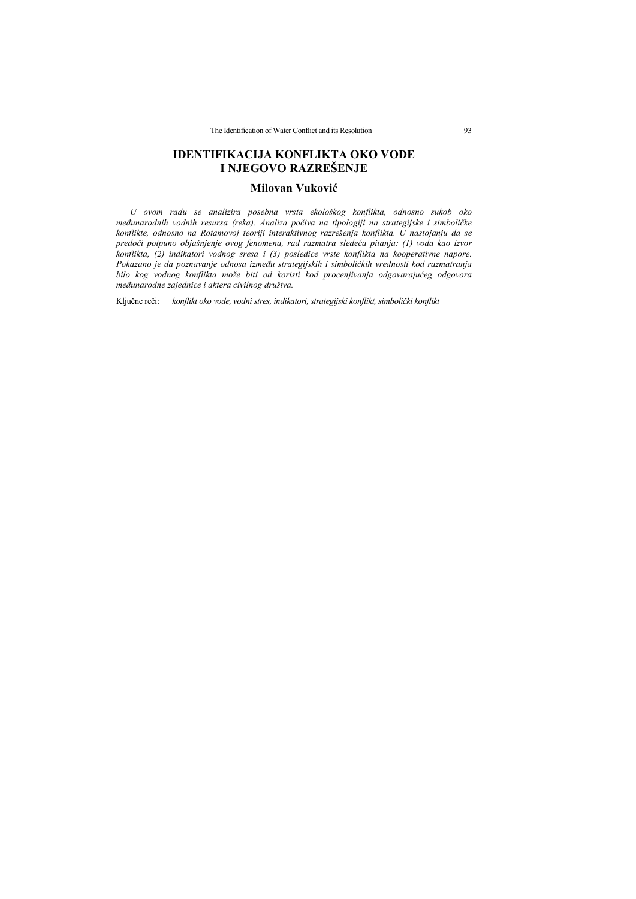# IDENTIFIKACIJA KONFLIKTA OKO VODE I NJEGOVO RAZREŠENJE

## Milovan Vuković

*U ovom radu se analizira posebna vrsta ekološkog konflikta, odnosno sukob oko međunarodnih vodnih resursa (reka). Analiza počiva na tipologiji na strategijske i simboličke konflikte, odnosno na Rotamovoj teoriji interaktivnog razrešenja konflikta. U nastojanju da se predoči potpuno objašnjenje ovog fenomena, rad razmatra sledeća pitanja: (1) voda kao izvor konflikta, (2) indikatori vodnog sresa i (3) posledice vrste konflikta na kooperativne napore. Pokazano je da poznavanje odnosa između strategijskih i simboličkih vrednosti kod razmatranja bilo kog vodnog konflikta može biti od koristi kod procenjivanja odgovarajućeg odgovora međunarodne zajednice i aktera civilnog društva.*

Ključne reči: *konflikt oko vode, vodni stres, indikatori, strategijski konflikt, simbolički konflikt*